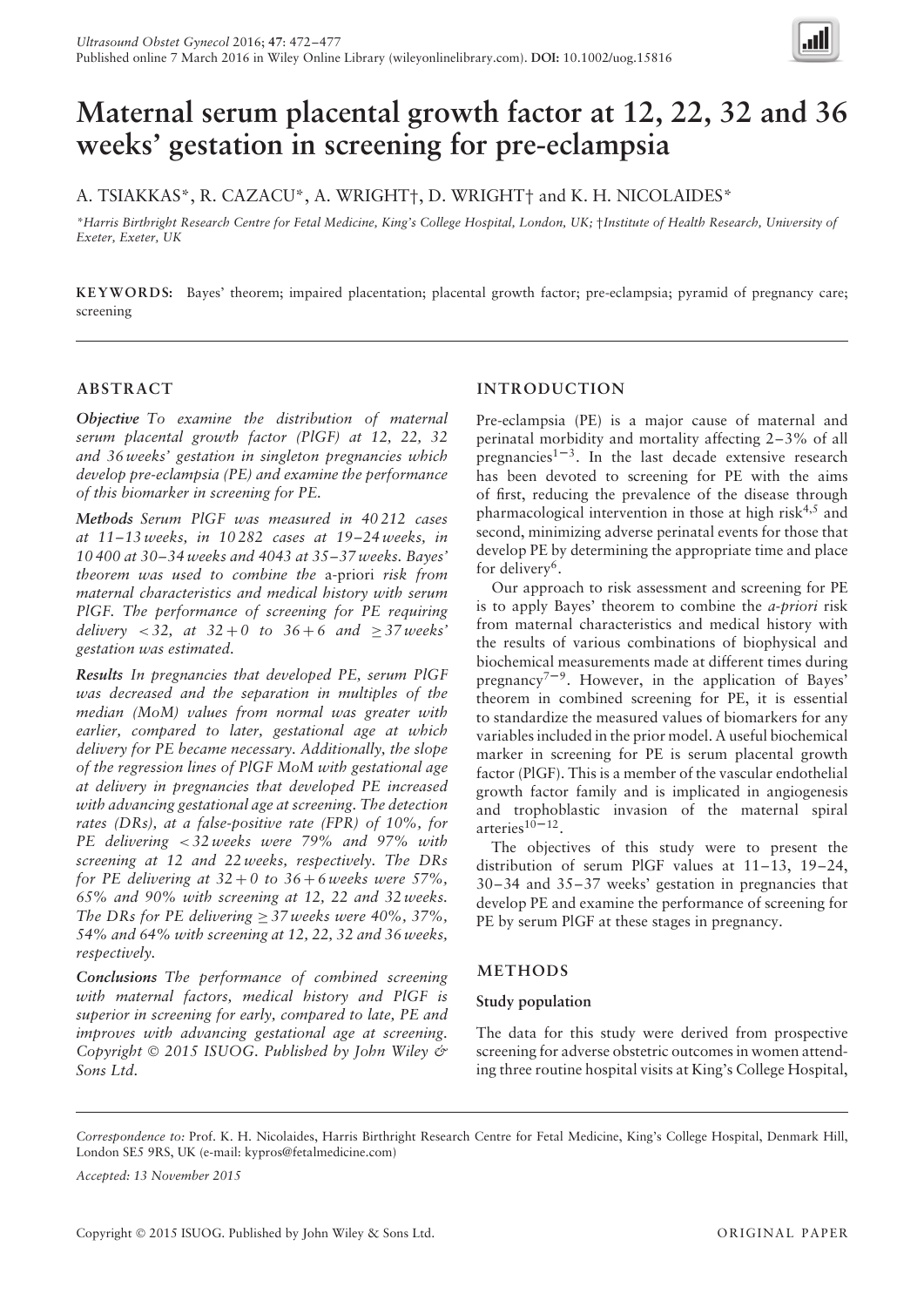# Maternal serum placental growth factor at 12, 22, 32 and 36 weeks' gestation in screening for pre-eclampsia

A. TSIAKKAS*, R. CAZACU*, A. WRIGHT†, D. WRIGHT† and K. H. NICOLAIDES*

*Harris Birthright Research Centre for Fetal Medicine, King's College Hospital, London, UK; †Institute of Health Research, University of Exeter, Exeter, UK

**KEYWORDS:** Bayes' theorem; impaired placentation; placental growth factor; pre-eclampsia; pyramid of pregnancy care; screening

## ABSTRACT

***Objective*** *To examine the distribution of maternal serum placental growth factor (PlGF) at 12, 22, 32 and 36 weeks' gestation in singleton pregnancies which develop pre-eclampsia (PE) and examine the performance of this biomarker in screening for PE.*

***Methods*** *Serum PlGF was measured in 40 212 cases at 11–13 weeks, in 10 282 cases at 19–24 weeks, in 10 400 at 30–34 weeks and 4043 at 35–37 weeks. Bayes' theorem was used to combine the* a-priori *risk from maternal characteristics and medical history with serum PlGF. The performance of screening for PE requiring delivery < 32, at 32 + 0 to 36 + 6 and ≥ 37 weeks' gestation was estimated.*

***Results*** *In pregnancies that developed PE, serum PlGF was decreased and the separation in multiples of the median (MoM) values from normal was greater with earlier, compared to later, gestational age at which delivery for PE became necessary. Additionally, the slope of the regression lines of PlGF MoM with gestational age at delivery in pregnancies that developed PE increased with advancing gestational age at screening. The detection rates (DRs), at a false-positive rate (FPR) of 10%, for PE delivering < 32 weeks were 79% and 97% with screening at 12 and 22 weeks, respectively. The DRs for PE delivering at 32 + 0 to 36 + 6 weeks were 57%, 65% and 90% with screening at 12, 22 and 32 weeks. The DRs for PE delivering ≥ 37 weeks were 40%, 37%, 54% and 64% with screening at 12, 22, 32 and 36 weeks, respectively.*

***Conclusions*** *The performance of combined screening with maternal factors, medical history and PlGF is superior in screening for early, compared to late, PE and improves with advancing gestational age at screening. Copyright © 2015 ISUOG. Published by John Wiley & Sons Ltd.*

## INTRODUCTION

Pre-eclampsia (PE) is a major cause of maternal and perinatal morbidity and mortality affecting 2–3% of all pregnancies[1–3]. In the last decade extensive research has been devoted to screening for PE with the aims of first, reducing the prevalence of the disease through pharmacological intervention in those at high risk[4,5] and second, minimizing adverse perinatal events for those that develop PE by determining the appropriate time and place for delivery[6].

Our approach to risk assessment and screening for PE is to apply Bayes' theorem to combine the *a-priori* risk from maternal characteristics and medical history with the results of various combinations of biophysical and biochemical measurements made at different times during pregnancy[7–9]. However, in the application of Bayes' theorem in combined screening for PE, it is essential to standardize the measured values of biomarkers for any variables included in the prior model. A useful biochemical marker in screening for PE is serum placental growth factor (PlGF). This is a member of the vascular endothelial growth factor family and is implicated in angiogenesis and trophoblastic invasion of the maternal spiral arteries[10–12].

The objectives of this study were to present the distribution of serum PlGF values at 11–13, 19–24, 30–34 and 35–37 weeks' gestation in pregnancies that develop PE and examine the performance of screening for PE by serum PlGF at these stages in pregnancy.

## METHODS

### Study population

The data for this study were derived from prospective screening for adverse obstetric outcomes in women attending three routine hospital visits at King's College Hospital,

*Correspondence to:* Prof. K. H. Nicolaides, Harris Birthright Research Centre for Fetal Medicine, King's College Hospital, Denmark Hill, London SE5 9RS, UK (e-mail: kypros@fetalmedicine.com)

*Accepted: 13 November 2015*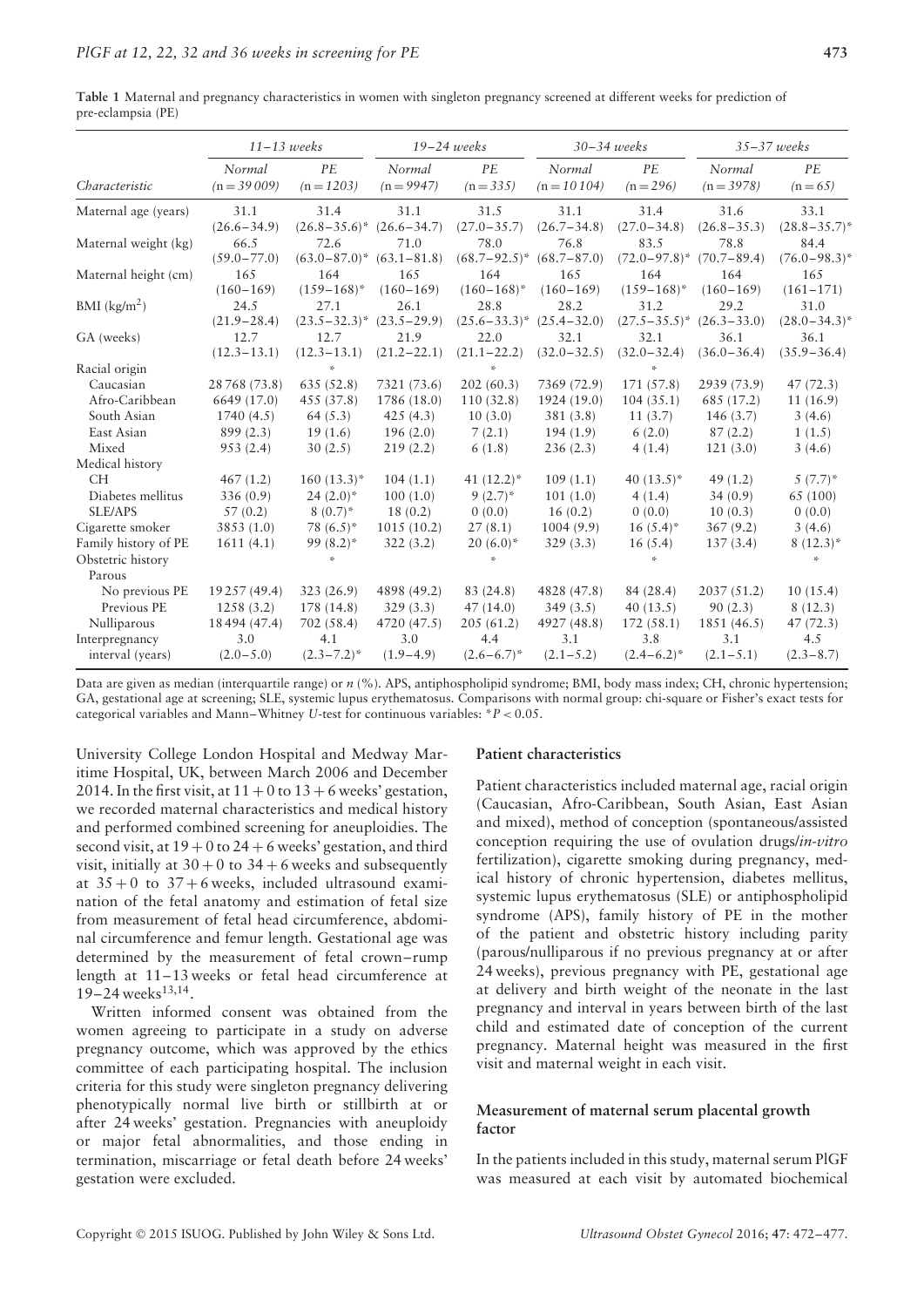**Table 1** Maternal and pregnancy characteristics in women with singleton pregnancy screened at different weeks for prediction of pre-eclampsia (PE)

| | 11–13 weeks | | 19–24 weeks | | 30–34 weeks | | 35–37 weeks | |
|---|---|---|---|---|---|---|---|---|
| Characteristic | Normal (n = 39 009) | PE (n = 1203) | Normal (n = 9947) | PE (n = 335) | Normal (n = 10 104) | PE (n = 296) | Normal (n = 3978) | PE (n = 65) |
| Maternal age (years) | 31.1 (26.6–34.9) | 31.4 (26.8–35.6)* | 31.1 (26.6–34.7) | 31.5 (27.0–35.7) | 31.1 (26.7–34.8) | 31.4 (27.0–34.8) | 31.6 (26.8–35.3) | 33.1 (28.8–35.7)* |
| Maternal weight (kg) | 66.5 (59.0–77.0) | 72.6 (63.0–87.0)* | 71.0 (63.1–81.8) | 78.0 (68.7–92.5)* | 76.8 (68.7–87.0) | 83.5 (72.0–97.8)* | 78.8 (70.7–89.4) | 84.4 (76.0–98.3)* |
| Maternal height (cm) | 165 (160–169) | 164 (159–168)* | 165 (160–169) | 164 (160–168)* | 165 (160–169) | 164 (159–168)* | 164 (160–168) | 165 (161–171) |
| BMI (kg/m$^2$) | 24.5 (21.9–28.4) | 27.1 (23.5–32.3)* | 26.1 (23.5–29.9) | 28.8 (25.6–33.3)* | 28.2 (25.4–32.0) | 31.2 (27.5–35.5)* | 29.2 (26.3–33.0) | 31.0 (28.0–34.3)* |
| GA (weeks) | 12.7 (12.3–13.1) | 12.7 (12.3–13.1) | 21.9 (21.2–22.1) | 22.0 (21.1–22.2) | 32.1 (32.0–32.5) | 32.1 (32.0–32.4) | 36.1 (36.0–36.4) | 36.1 (35.9–36.4) |
| Racial origin | | * | | * | | * | | |
| Caucasian | 28 768 (73.8) | 635 (52.8) | 7321 (73.6) | 202 (60.3) | 7369 (72.9) | 171 (57.8) | 2939 (73.9) | 47 (72.3) |
| Afro-Caribbean | 6649 (17.0) | 455 (37.8) | 1786 (18.0) | 110 (32.8) | 1924 (19.0) | 104 (35.1) | 685 (17.2) | 11 (16.9) |
| South Asian | 1740 (4.5) | 64 (5.3) | 425 (4.3) | 10 (3.0) | 381 (3.8) | 11 (3.7) | 146 (3.7) | 3 (4.6) |
| East Asian | 899 (2.3) | 19 (1.6) | 196 (2.0) | 7 (2.1) | 194 (1.9) | 6 (2.0) | 87 (2.2) | 1 (1.5) |
| Mixed | 953 (2.4) | 30 (2.5) | 219 (2.2) | 6 (1.8) | 236 (2.3) | 4 (1.4) | 121 (3.0) | 3 (4.6) |
| Medical history | | | | | | | | |
| CH | 467 (1.2) | 160 (13.3)* | 104 (1.1) | 41 (12.2)* | 109 (1.1) | 40 (13.5)* | 49 (1.2) | 5 (7.7)* |
| Diabetes mellitus | 336 (0.9) | 24 (2.0)* | 100 (1.0) | 9 (2.7)* | 101 (1.0) | 4 (1.4) | 34 (0.9) | 65 (100) |
| SLE/APS | 57 (0.2) | 8 (0.7)* | 18 (0.2) | 0 (0.0) | 16 (0.2) | 0 (0.0) | 10 (0.3) | 0 (0.0) |
| Cigarette smoker | 3853 (1.0) | 78 (6.5)* | 1015 (10.2) | 27 (8.1) | 1004 (9.9) | 16 (5.4)* | 367 (9.2) | 3 (4.6) |
| Family history of PE | 1611 (4.1) | 99 (8.2)* | 322 (3.2) | 20 (6.0)* | 329 (3.3) | 16 (5.4) | 137 (3.4) | 8 (12.3)* |
| Obstetric history | | * | | * | | * | | * |
| Parous | | | | | | | | |
| No previous PE | 19 257 (49.4) | 323 (26.9) | 4898 (49.2) | 83 (24.8) | 4828 (47.8) | 84 (28.4) | 2037 (51.2) | 10 (15.4) |
| Previous PE | 1258 (3.2) | 178 (14.8) | 329 (3.3) | 47 (14.0) | 349 (3.5) | 40 (13.5) | 90 (2.3) | 8 (12.3) |
| Nulliparous | 18 494 (47.4) | 702 (58.4) | 4720 (47.5) | 205 (61.2) | 4927 (48.8) | 172 (58.1) | 1851 (46.5) | 47 (72.3) |
| Interpregnancy interval (years) | 3.0 (2.0–5.0) | 4.1 (2.3–7.2)* | 3.0 (1.9–4.9) | 4.4 (2.6–6.7)* | 3.1 (2.1–5.2) | 3.8 (2.4–6.2)* | 3.1 (2.1–5.1) | 4.5 (2.3–8.7) |

Data are given as median (interquartile range) or n (%). APS, antiphospholipid syndrome; BMI, body mass index; CH, chronic hypertension; GA, gestational age at screening; SLE, systemic lupus erythematosus. Comparisons with normal group: chi-square or Fisher's exact tests for categorical variables and Mann–Whitney U-test for continuous variables: *$P < 0.05$.

University College London Hospital and Medway Maritime Hospital, UK, between March 2006 and December 2014. In the first visit, at 11 + 0 to 13 + 6 weeks' gestation, we recorded maternal characteristics and medical history and performed combined screening for aneuploidies. The second visit, at 19 + 0 to 24 + 6 weeks' gestation, and third visit, initially at 30 + 0 to 34 + 6 weeks and subsequently at 35 + 0 to 37 + 6 weeks, included ultrasound examination of the fetal anatomy and estimation of fetal size from measurement of fetal head circumference, abdominal circumference and femur length. Gestational age was determined by the measurement of fetal crown–rump length at 11–13 weeks or fetal head circumference at 19–24 weeks[13,14].

Written informed consent was obtained from the women agreeing to participate in a study on adverse pregnancy outcome, which was approved by the ethics committee of each participating hospital. The inclusion criteria for this study were singleton pregnancy delivering phenotypically normal live birth or stillbirth at or after 24 weeks' gestation. Pregnancies with aneuploidy or major fetal abnormalities, and those ending in termination, miscarriage or fetal death before 24 weeks' gestation were excluded.

### Patient characteristics

Patient characteristics included maternal age, racial origin (Caucasian, Afro-Caribbean, South Asian, East Asian and mixed), method of conception (spontaneous/assisted conception requiring the use of ovulation drugs/*in-vitro* fertilization), cigarette smoking during pregnancy, medical history of chronic hypertension, diabetes mellitus, systemic lupus erythematosus (SLE) or antiphospholipid syndrome (APS), family history of PE in the mother of the patient and obstetric history including parity (parous/nulliparous if no previous pregnancy at or after 24 weeks), previous pregnancy with PE, gestational age at delivery and birth weight of the neonate in the last pregnancy and interval in years between birth of the last child and estimated date of conception of the current pregnancy. Maternal height was measured in the first visit and maternal weight in each visit.

### Measurement of maternal serum placental growth factor

In the patients included in this study, maternal serum PlGF was measured at each visit by automated biochemical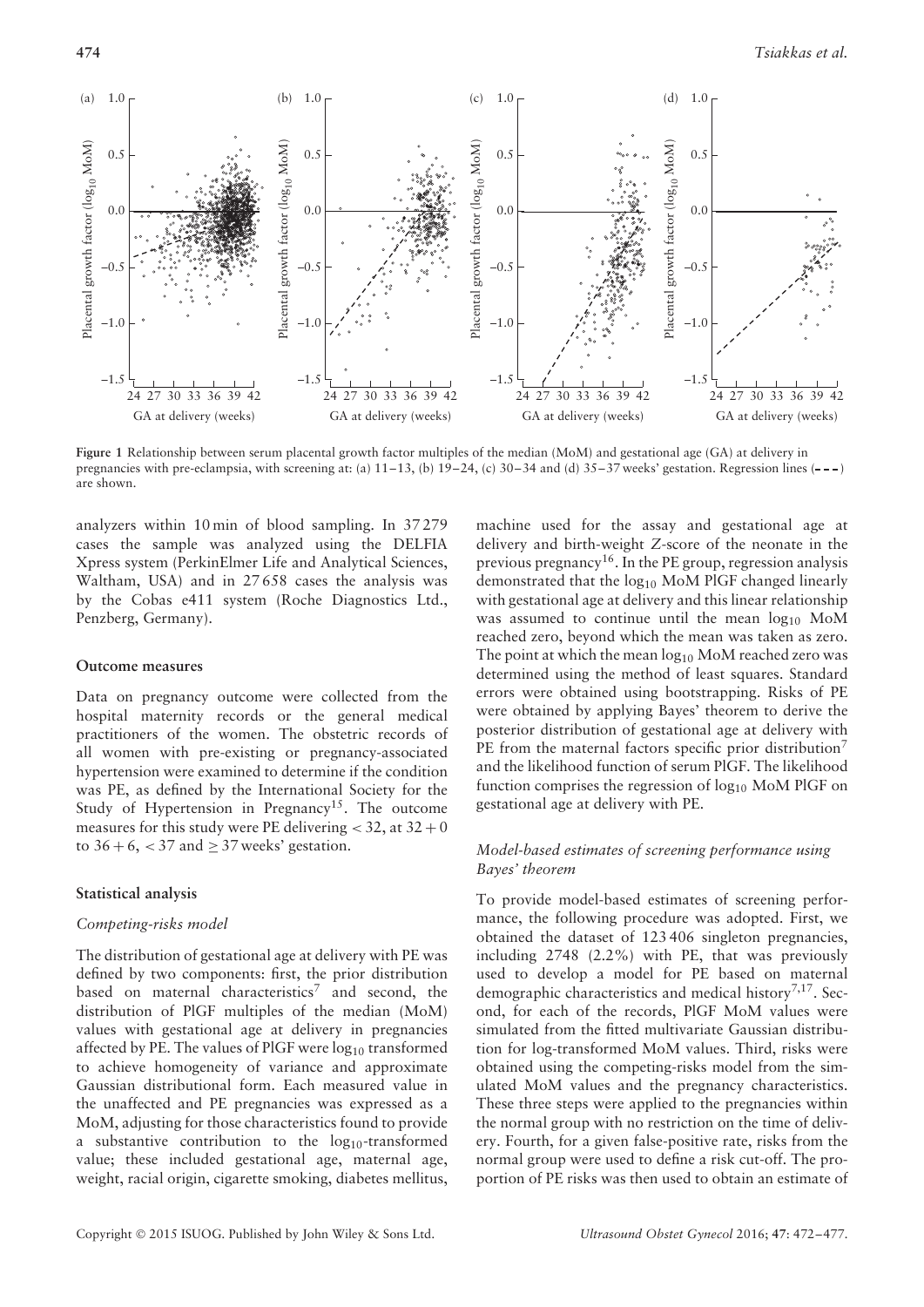Figure 1 Relationship between serum placental growth factor multiples of the median (MoM) and gestational age (GA) at delivery in pregnancies with pre-eclampsia, with screening at: (a) 11–13, (b) 19–24, (c) 30–34 and (d) 35–37 weeks' gestation. Regression lines (- - -) are shown.

analyzers within 10 min of blood sampling. In 37 279 cases the sample was analyzed using the DELFIA Xpress system (PerkinElmer Life and Analytical Sciences, Waltham, USA) and in 27 658 cases the analysis was by the Cobas e411 system (Roche Diagnostics Ltd., Penzberg, Germany).

### Outcome measures

Data on pregnancy outcome were collected from the hospital maternity records or the general medical practitioners of the women. The obstetric records of all women with pre-existing or pregnancy-associated hypertension were examined to determine if the condition was PE, as defined by the International Society for the Study of Hypertension in Pregnancy[15]. The outcome measures for this study were PE delivering < 32, at 32 + 0 to 36 + 6, < 37 and ≥ 37 weeks' gestation.

### Statistical analysis

#### *Competing-risks model*

The distribution of gestational age at delivery with PE was defined by two components: first, the prior distribution based on maternal characteristics[7] and second, the distribution of PlGF multiples of the median (MoM) values with gestational age at delivery in pregnancies affected by PE. The values of PlGF were $\log_{10}$ transformed to achieve homogeneity of variance and approximate Gaussian distributional form. Each measured value in the unaffected and PE pregnancies was expressed as a MoM, adjusting for those characteristics found to provide a substantive contribution to the $\log_{10}$-transformed value; these included gestational age, maternal age, weight, racial origin, cigarette smoking, diabetes mellitus, machine used for the assay and gestational age at delivery and birth-weight *Z*-score of the neonate in the previous pregnancy[16]. In the PE group, regression analysis demonstrated that the $\log_{10}$ MoM PlGF changed linearly with gestational age at delivery and this linear relationship was assumed to continue until the mean $\log_{10}$ MoM reached zero, beyond which the mean was taken as zero. The point at which the mean $\log_{10}$ MoM reached zero was determined using the method of least squares. Standard errors were obtained using bootstrapping. Risks of PE were obtained by applying Bayes' theorem to derive the posterior distribution of gestational age at delivery with PE from the maternal factors specific prior distribution[7] and the likelihood function of serum PlGF. The likelihood function comprises the regression of $\log_{10}$ MoM PlGF on gestational age at delivery with PE.

#### *Model-based estimates of screening performance using Bayes' theorem*

To provide model-based estimates of screening performance, the following procedure was adopted. First, we obtained the dataset of 123 406 singleton pregnancies, including 2748 (2.2%) with PE, that was previously used to develop a model for PE based on maternal demographic characteristics and medical history[7,17]. Second, for each of the records, PlGF MoM values were simulated from the fitted multivariate Gaussian distribution for log-transformed MoM values. Third, risks were obtained using the competing-risks model from the simulated MoM values and the pregnancy characteristics. These three steps were applied to the pregnancies within the normal group with no restriction on the time of delivery. Fourth, for a given false-positive rate, risks from the normal group were used to define a risk cut-off. The proportion of PE risks was then used to obtain an estimate of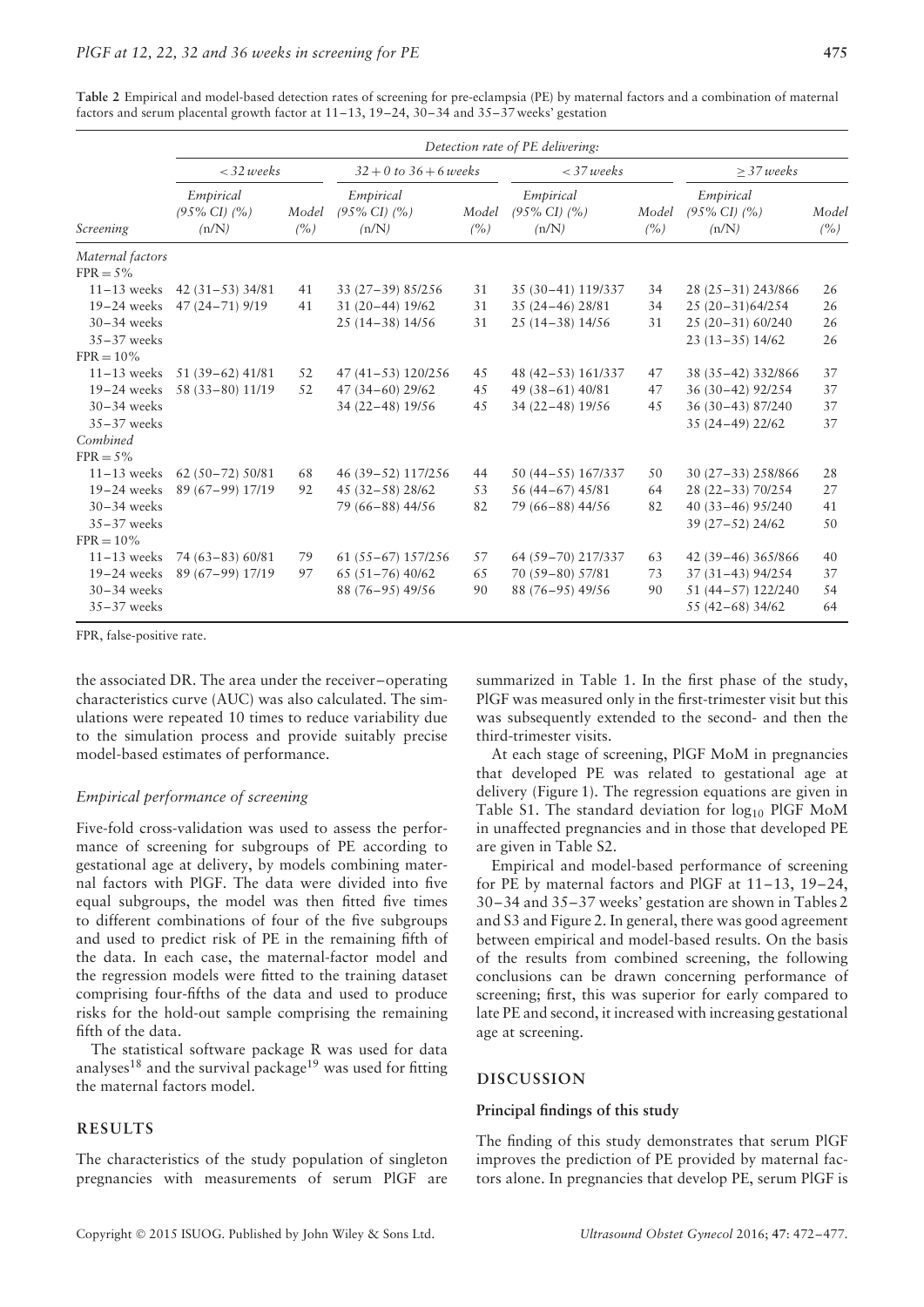**Table 2** Empirical and model-based detection rates of screening for pre-eclampsia (PE) by maternal factors and a combination of maternal factors and serum placental growth factor at 11–13, 19–24, 30–34 and 35–37 weeks' gestation

| | *Detection rate of PE delivering:* | | | | | | | |
|---|---|---|---|---|---|---|---|---|
| | *< 32 weeks* | | *32 + 0 to 36 + 6 weeks* | | *< 37 weeks* | | *≥ 37 weeks* | |
| *Screening* | *Empirical (95% CI) (%) (n/N)* | *Model (%)* | *Empirical (95% CI) (%) (n/N)* | *Model (%)* | *Empirical (95% CI) (%) (n/N)* | *Model (%)* | *Empirical (95% CI) (%) (n/N)* | *Model (%)* |
| *Maternal factors* | | | | | | | | |
| FPR = 5% | | | | | | | | |
| 11–13 weeks | 42 (31–53) 34/81 | 41 | 33 (27–39) 85/256 | 31 | 35 (30–41) 119/337 | 34 | 28 (25–31) 243/866 | 26 |
| 19–24 weeks | 47 (24–71) 9/19 | 41 | 31 (20–44) 19/62 | 31 | 35 (24–46) 28/81 | 34 | 25 (20–31)64/254 | 26 |
| 30–34 weeks | | | 25 (14–38) 14/56 | 31 | 25 (14–38) 14/56 | 31 | 25 (20–31) 60/240 | 26 |
| 35–37 weeks | | | | | | | 23 (13–35) 14/62 | 26 |
| FPR = 10% | | | | | | | | |
| 11–13 weeks | 51 (39–62) 41/81 | 52 | 47 (41–53) 120/256 | 45 | 48 (42–53) 161/337 | 47 | 38 (35–42) 332/866 | 37 |
| 19–24 weeks | 58 (33–80) 11/19 | 52 | 47 (34–60) 29/62 | 45 | 49 (38–61) 40/81 | 47 | 36 (30–42) 92/254 | 37 |
| 30–34 weeks | | | 34 (22–48) 19/56 | 45 | 34 (22–48) 19/56 | 45 | 36 (30–43) 87/240 | 37 |
| 35–37 weeks | | | | | | | 35 (24–49) 22/62 | 37 |
| *Combined* | | | | | | | | |
| FPR = 5% | | | | | | | | |
| 11–13 weeks | 62 (50–72) 50/81 | 68 | 46 (39–52) 117/256 | 44 | 50 (44–55) 167/337 | 50 | 30 (27–33) 258/866 | 28 |
| 19–24 weeks | 89 (67–99) 17/19 | 92 | 45 (32–58) 28/62 | 53 | 56 (44–67) 45/81 | 64 | 28 (22–33) 70/254 | 27 |
| 30–34 weeks | | | 79 (66–88) 44/56 | 82 | 79 (66–88) 44/56 | 82 | 40 (33–46) 95/240 | 41 |
| 35–37 weeks | | | | | | | 39 (27–52) 24/62 | 50 |
| FPR = 10% | | | | | | | | |
| 11–13 weeks | 74 (63–83) 60/81 | 79 | 61 (55–67) 157/256 | 57 | 64 (59–70) 217/337 | 63 | 42 (39–46) 365/866 | 40 |
| 19–24 weeks | 89 (67–99) 17/19 | 97 | 65 (51–76) 40/62 | 65 | 70 (59–80) 57/81 | 73 | 37 (31–43) 94/254 | 37 |
| 30–34 weeks | | | 88 (76–95) 49/56 | 90 | 88 (76–95) 49/56 | 90 | 51 (44–57) 122/240 | 54 |
| 35–37 weeks | | | | | | | 55 (42–68) 34/62 | 64 |

FPR, false-positive rate.

the associated DR. The area under the receiver–operating characteristics curve (AUC) was also calculated. The simulations were repeated 10 times to reduce variability due to the simulation process and provide suitably precise model-based estimates of performance.

### *Empirical performance of screening*

Five-fold cross-validation was used to assess the performance of screening for subgroups of PE according to gestational age at delivery, by models combining maternal factors with PlGF. The data were divided into five equal subgroups, the model was then fitted five times to different combinations of four of the five subgroups and used to predict risk of PE in the remaining fifth of the data. In each case, the maternal-factor model and the regression models were fitted to the training dataset comprising four-fifths of the data and used to produce risks for the hold-out sample comprising the remaining fifth of the data.

The statistical software package R was used for data analyses[18] and the survival package[19] was used for fitting the maternal factors model.

## RESULTS

The characteristics of the study population of singleton pregnancies with measurements of serum PlGF are summarized in Table 1. In the first phase of the study, PlGF was measured only in the first-trimester visit but this was subsequently extended to the second- and then the third-trimester visits.

At each stage of screening, PlGF MoM in pregnancies that developed PE was related to gestational age at delivery (Figure 1). The regression equations are given in Table S1. The standard deviation for $\log_{10}$ PlGF MoM in unaffected pregnancies and in those that developed PE are given in Table S2.

Empirical and model-based performance of screening for PE by maternal factors and PlGF at 11–13, 19–24, 30–34 and 35–37 weeks' gestation are shown in Tables 2 and S3 and Figure 2. In general, there was good agreement between empirical and model-based results. On the basis of the results from combined screening, the following conclusions can be drawn concerning performance of screening; first, this was superior for early compared to late PE and second, it increased with increasing gestational age at screening.

## DISCUSSION

### Principal findings of this study

The finding of this study demonstrates that serum PlGF improves the prediction of PE provided by maternal factors alone. In pregnancies that develop PE, serum PlGF is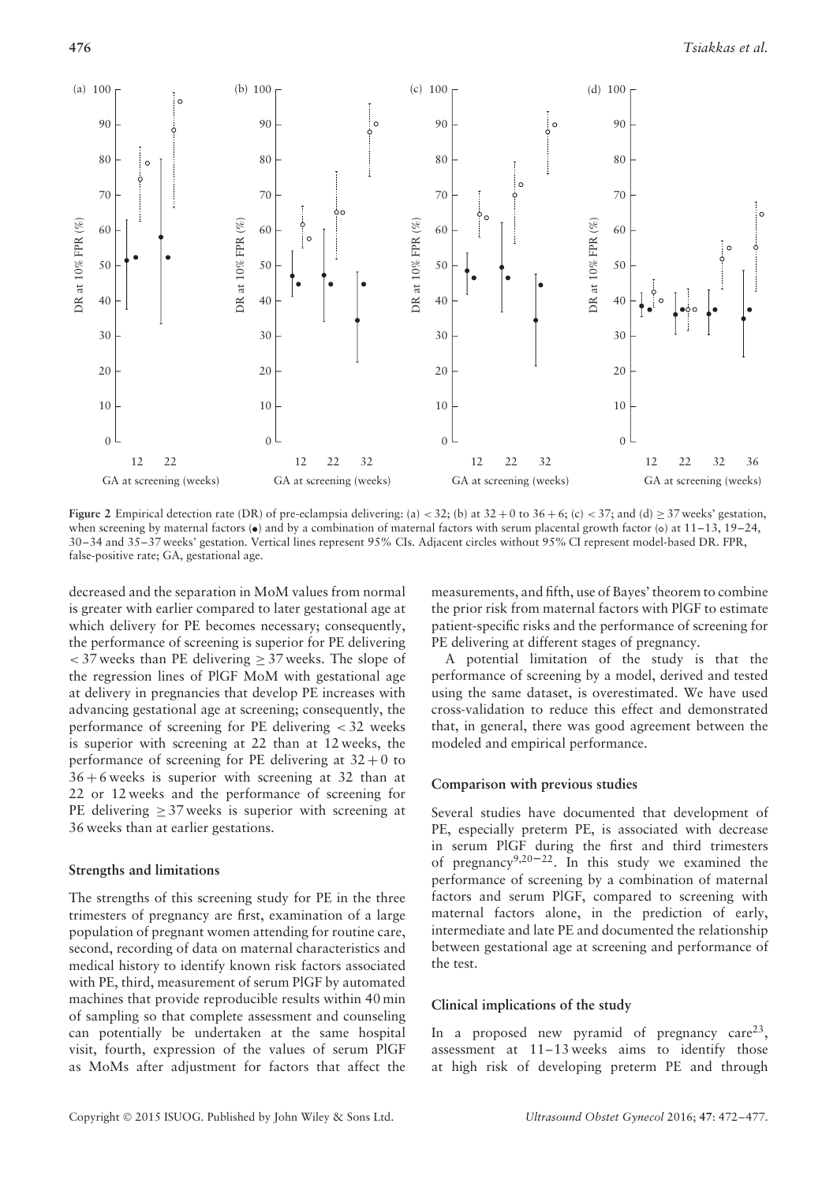Figure 2 Empirical detection rate (DR) of pre-eclampsia delivering: (a) < 32; (b) at 32 + 0 to 36 + 6; (c) < 37; and (d) ≥ 37 weeks' gestation, when screening by maternal factors (•) and by a combination of maternal factors with serum placental growth factor (○) at 11–13, 19–24, 30–34 and 35–37 weeks' gestation. Vertical lines represent 95% CIs. Adjacent circles without 95% CI represent model-based DR. FPR, false-positive rate; GA, gestational age.

decreased and the separation in MoM values from normal is greater with earlier compared to later gestational age at which delivery for PE becomes necessary; consequently, the performance of screening is superior for PE delivering < 37 weeks than PE delivering ≥ 37 weeks. The slope of the regression lines of PlGF MoM with gestational age at delivery in pregnancies that develop PE increases with advancing gestational age at screening; consequently, the performance of screening for PE delivering < 32 weeks is superior with screening at 22 than at 12 weeks, the performance of screening for PE delivering at 32 + 0 to 36 + 6 weeks is superior with screening at 32 than at 22 or 12 weeks and the performance of screening for PE delivering ≥ 37 weeks is superior with screening at 36 weeks than at earlier gestations.

### Strengths and limitations

The strengths of this screening study for PE in the three trimesters of pregnancy are first, examination of a large population of pregnant women attending for routine care, second, recording of data on maternal characteristics and medical history to identify known risk factors associated with PE, third, measurement of serum PlGF by automated machines that provide reproducible results within 40 min of sampling so that complete assessment and counseling can potentially be undertaken at the same hospital visit, fourth, expression of the values of serum PlGF as MoMs after adjustment for factors that affect the measurements, and fifth, use of Bayes' theorem to combine the prior risk from maternal factors with PlGF to estimate patient-specific risks and the performance of screening for PE delivering at different stages of pregnancy.

A potential limitation of the study is that the performance of screening by a model, derived and tested using the same dataset, is overestimated. We have used cross-validation to reduce this effect and demonstrated that, in general, there was good agreement between the modeled and empirical performance.

### Comparison with previous studies

Several studies have documented that development of PE, especially preterm PE, is associated with decrease in serum PlGF during the first and third trimesters of pregnancy[9,20–22]. In this study we examined the performance of screening by a combination of maternal factors and serum PlGF, compared to screening with maternal factors alone, in the prediction of early, intermediate and late PE and documented the relationship between gestational age at screening and performance of the test.

### Clinical implications of the study

In a proposed new pyramid of pregnancy care[23], assessment at 11–13 weeks aims to identify those at high risk of developing preterm PE and through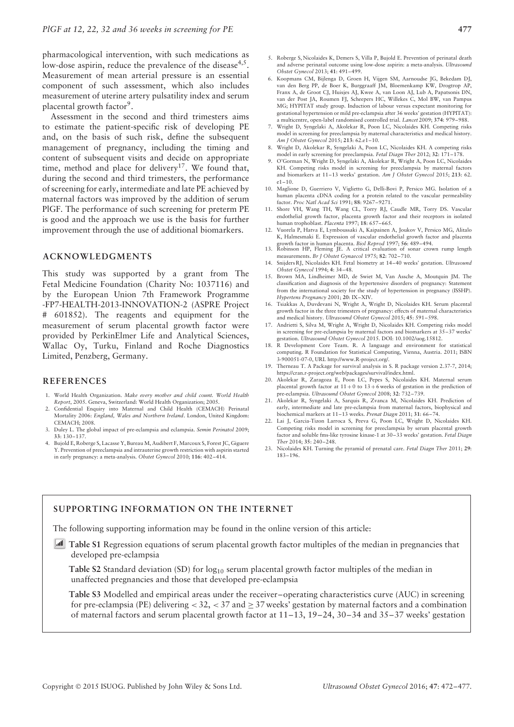pharmacological intervention, with such medications as low-dose aspirin, reduce the prevalence of the disease[4,5]. Measurement of mean arterial pressure is an essential component of such assessment, which also includes measurement of uterine artery pulsatility index and serum placental growth factor[9].

Assessment in the second and third trimesters aims to estimate the patient-specific risk of developing PE and, on the basis of such risk, define the subsequent management of pregnancy, including the timing and content of subsequent visits and decide on appropriate time, method and place for delivery[17]. We found that, during the second and third trimesters, the performance of screening for early, intermediate and late PE achieved by maternal factors was improved by the addition of serum PlGF. The performance of such screening for preterm PE is good and the approach we use is the basis for further improvement through the use of additional biomarkers.

## ACKNOWLEDGMENTS

This study was supported by a grant from The Fetal Medicine Foundation (Charity No: 1037116) and by the European Union 7th Framework Programme -FP7-HEALTH-2013-INNOVATION-2 (ASPRE Project # 601852). The reagents and equipment for the measurement of serum placental growth factor were provided by PerkinElmer Life and Analytical Sciences, Wallac Oy, Turku, Finland and Roche Diagnostics Limited, Penzberg, Germany.

## REFERENCES

1. World Health Organization. *Make every mother and child count. World Health Report*, 2005. Geneva, Switzerland: World Health Organization; 2005.
2. Confidential Enquiry into Maternal and Child Health (CEMACH) Perinatal Mortality 2006: *England, Wales and Northern Ireland*. London, United Kingdom: CEMACH; 2008.
3. Duley L. The global impact of pre-eclampsia and eclampsia. *Semin Perinatol* 2009; **33**: 130–137.
4. Bujold E, Roberge S, Lacasse Y, Bureau M, Audibert F, Marcoux S, Forest JC, Giguere Y. Prevention of preeclampsia and intrauterine growth restriction with aspirin started in early pregnancy: a meta-analysis. *Obstet Gynecol* 2010; **116**: 402–414.
5. Roberge S, Nicolaides K, Demers S, Villa P, Bujold E. Prevention of perinatal death and adverse perinatal outcome using low-dose aspirin: a meta-analysis. *Ultrasound Obstet Gynecol* 2013; **41**: 491–499.
6. Koopmans CM, Bijlenga D, Groen H, Vijgen SM, Aarnoudse JG, Bekedam DJ, van den Berg PP, de Boer K, Burggraaff JM, Bloemenkamp KW, Drogtrop AP, Franx A, de Groot CJ, Huisjes AJ, Kwee A, van Loon AJ, Lub A, Papatsonis DN, van der Post JA, Roumen FJ, Scheepers HC, Willekes C, Mol BW, van Pampus MG; HYPITAT study group. Induction of labour versus expectant monitoring for gestational hypertension or mild pre-eclampsia after 36 weeks' gestation (HYPITAT): a multicentre, open-label randomised controlled trial. *Lancet* 2009; **374**: 979–988.
7. Wright D, Syngelaki A, Akolekar R, Poon LC, Nicolaides KH. Competing risks model in screening for preeclampsia by maternal characteristics and medical history. *Am J Obstet Gynecol* 2015; **213**: 62.e1–10.
8. Wright D, Akolekar R, Syngelaki A, Poon LC, Nicolaides KH. A competing risks model in early screening for preeclampsia. *Fetal Diagn Ther* 2012; **32**: 171–178.
9. O'Gorman N, Wright D, Syngelaki A, Akolekar R, Wright A, Poon LC, Nicolaides KH. Competing risks model in screening for preeclampsia by maternal factors and biomarkers at 11–13 weeks' gestation. *Am J Obstet Gynecol* 2015; **213**: 62. e1–10.
10. Maglione D, Guerriero V, Viglietto G, Delli-Bovi P, Persico MG. Isolation of a human placenta cDNA coding for a protein related to the vascular permeability factor. *Proc Natl Acad Sci* 1991; **88**: 9267–9271.
11. Shore VH, Wang TH, Wang CL, Torry RJ, Caudle MR, Torry DS. Vascular endothelial growth factor, placenta growth factor and their receptors in isolated human trophoblast. *Placenta* 1997; **18**: 657–665.
12. Vuorela P, Hatva E, Lymboussaki A, Kaipainen A, Joukov V, Persico MG, Alitalo K, Halmesmaki E. Expression of vascular endothelial growth factor and placenta growth factor in human placenta. *Biol Reprod* 1997; **56**: 489–494.
13. Robinson HP, Fleming JE. A critical evaluation of sonar crown rump length measurements. *Br J Obstet Gynaecol* 1975; **82**: 702–710.
14. Snijders RJ, Nicolaides KH. Fetal biometry at 14–40 weeks' gestation. *Ultrasound Obstet Gynecol* 1994; **4**: 34–48.
15. Brown MA, Lindheimer MD, de Swiet M, Van Assche A, Moutquin JM. The classification and diagnosis of the hypertensive disorders of pregnancy: Statement from the international society for the study of hypertension in pregnancy (ISSHP). *Hypertens Pregnancy* 2001; **20**: IX–XIV.
16. Tsiakkas A, Duvdevani N, Wright A, Wright D, Nicolaides KH. Serum placental growth factor in the three trimesters of pregnancy: effects of maternal characteristics and medical history. *Ultrasound Obstet Gynecol* 2015; **45**: 591–598.
17. Andrietti S, Silva M, Wright A, Wright D, Nicolaides KH. Competing risks model in screening for pre-eclampsia by maternal factors and biomarkers at 35–37 weeks' gestation. *Ultrasound Obstet Gynecol* 2015. DOI: 10.1002/uog.15812.
18. R Development Core Team. R. A language and environment for statistical computing. R Foundation for Statistical Computing, Vienna, Austria. 2011; ISBN 3-900051-07-0, URL http://www.R-project.org/.
19. Therneau T. A Package for survival analysis in S. R package version 2.37-7, 2014; https://cran.r-project.org/web/packages/survival/index.html.
20. Akolekar R, Zaragoza E, Poon LC, Pepes S, Nicolaides KH. Maternal serum placental growth factor at 11 + 0 to 13 + 6 weeks of gestation in the prediction of pre-eclampsia. *Ultrasound Obstet Gynecol* 2008; **32**: 732–739.
21. Akolekar R, Syngelaki A, Sarquis R, Zvanca M, Nicolaides KH. Prediction of early, intermediate and late pre-eclampsia from maternal factors, biophysical and biochemical markers at 11–13 weeks. *Prenat Diagn* 2011; **31**: 66–74.
22. Lai J, Garcia-Tizon Larroca S, Peeva G, Poon LC, Wright D, Nicolaides KH. Competing risks model in screening for preeclampsia by serum placental growth factor and soluble fms-like tyrosine kinase-1 at 30–33 weeks' gestation. *Fetal Diagn Ther* 2014; **35**: 240–248.
23. Nicolaides KH. Turning the pyramid of prenatal care. *Fetal Diagn Ther* 2011; **29**: 183–196.

## SUPPORTING INFORMATION ON THE INTERNET

The following supporting information may be found in the online version of this article:

**Table S1** Regression equations of serum placental growth factor multiples of the median in pregnancies that developed pre-eclampsia

**Table S2** Standard deviation (SD) for $\log_{10}$ serum placental growth factor multiples of the median in unaffected pregnancies and those that developed pre-eclampsia

**Table S3** Modelled and empirical areas under the receiver–operating characteristics curve (AUC) in screening for pre-eclampsia (PE) delivering $< 32$, $< 37$ and $\geq 37$ weeks' gestation by maternal factors and a combination of maternal factors and serum placental growth factor at 11–13, 19–24, 30–34 and 35–37 weeks' gestation